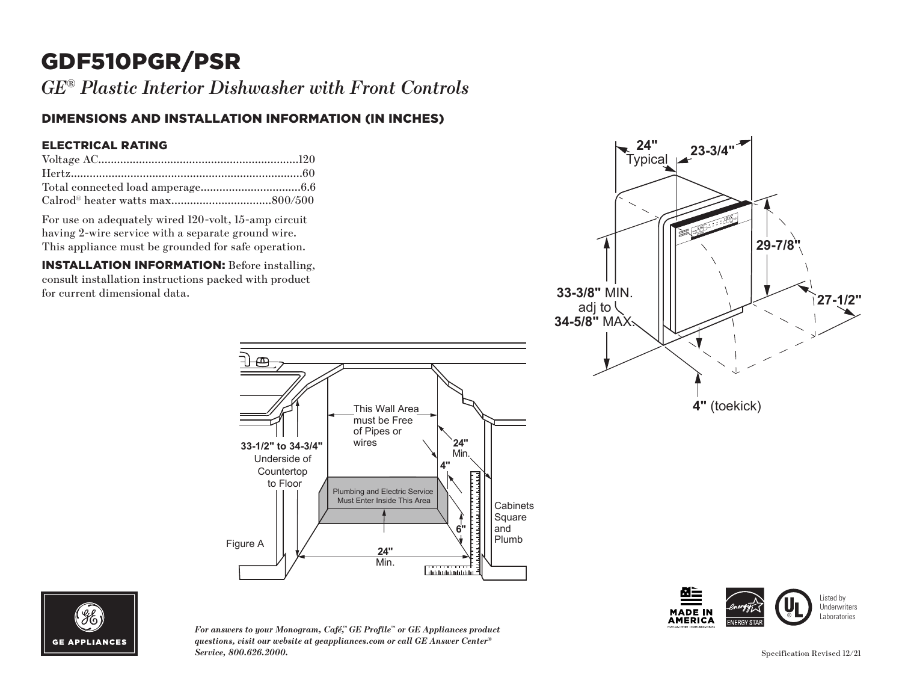# GDF510PGR/PSR

*GE® Plastic Interior Dishwasher with Front Controls*

## DIMENSIONS AND INSTALLATION INFORMATION (IN INCHES)

### ELECTRICAL RATING

| | |
|---|---|
| Voltage AC | 120 |
| Hertz | 60 |
| Total connected load amperage | 6.6 |
| Calrod® heater watts max | 800/500 |

For use on adequately wired 120-volt, 15-amp circuit having 2-wire service with a separate ground wire. This appliance must be grounded for safe operation.

**INSTALLATION INFORMATION:** Before installing, consult installation instructions packed with product for current dimensional data.

24" Typical

23-3/4"

29-7/8"

27-1/2"

33-3/8" MIN. adj to 34-5/8" MAX.

4" (toekick)

This Wall Area must be Free of Pipes or wires

33-1/2" to 34-3/4" Underside of Countertop to Floor

24" Min.

4"

Plumbing and Electric Service Must Enter Inside This Area

6"

Cabinets Square and Plumb

Figure A

24" Min.

*For answers to your Monogram, Café,™ GE Profile™ or GE Appliances product questions, visit our website at geappliances.com or call GE Answer Center® Service, 800.626.2000.*

MADE IN AMERICA

ENERGY STAR

Listed by Underwriters Laboratories

Specification Revised 12/21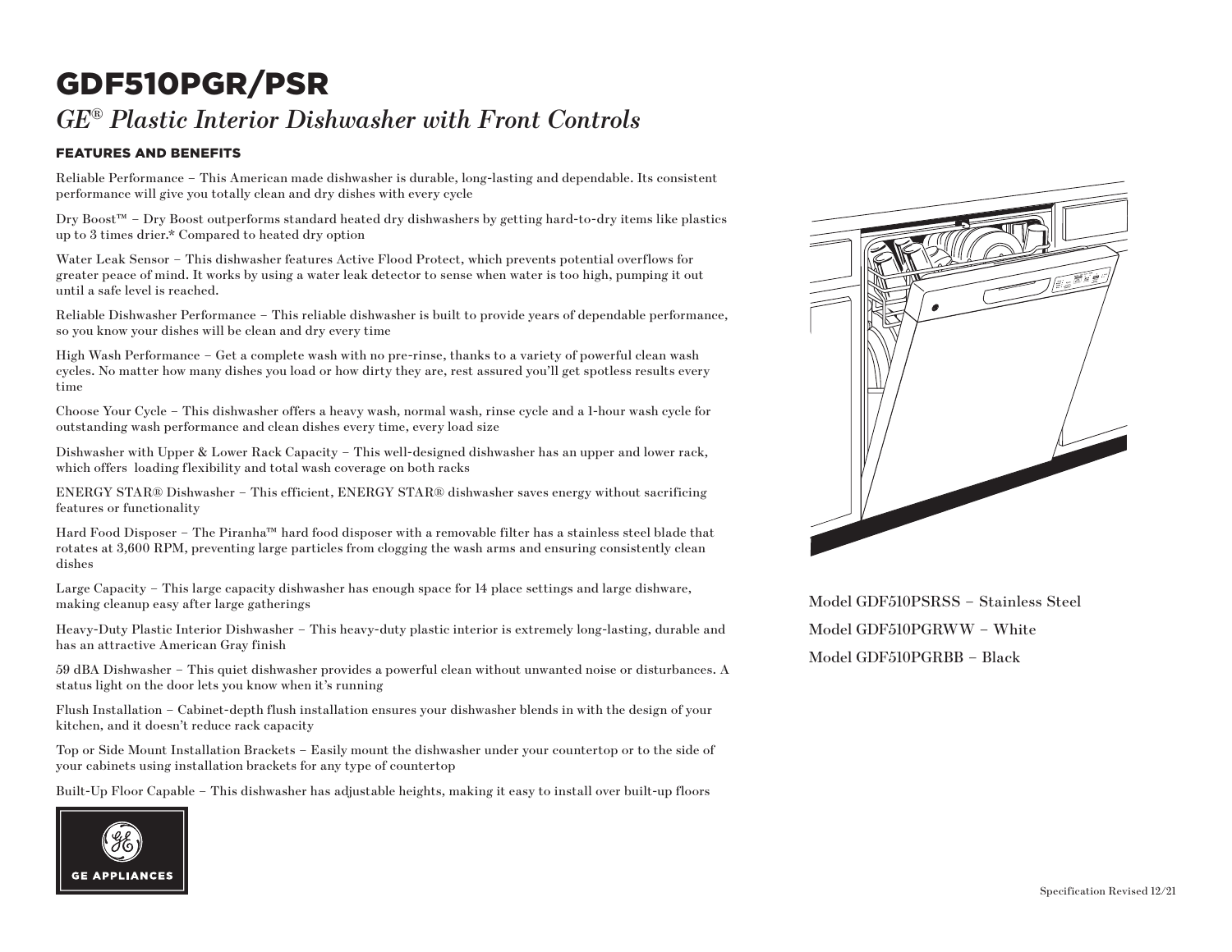# GDF510PGR/PSR

## *GE® Plastic Interior Dishwasher with Front Controls*

### FEATURES AND BENEFITS

Reliable Performance – This American made dishwasher is durable, long-lasting and dependable. Its consistent performance will give you totally clean and dry dishes with every cycle

Dry Boost™ – Dry Boost outperforms standard heated dry dishwashers by getting hard-to-dry items like plastics up to 3 times drier.* Compared to heated dry option

Water Leak Sensor – This dishwasher features Active Flood Protect, which prevents potential overflows for greater peace of mind. It works by using a water leak detector to sense when water is too high, pumping it out until a safe level is reached.

Reliable Dishwasher Performance – This reliable dishwasher is built to provide years of dependable performance, so you know your dishes will be clean and dry every time

High Wash Performance – Get a complete wash with no pre-rinse, thanks to a variety of powerful clean wash cycles. No matter how many dishes you load or how dirty they are, rest assured you'll get spotless results every time

Choose Your Cycle – This dishwasher offers a heavy wash, normal wash, rinse cycle and a 1-hour wash cycle for outstanding wash performance and clean dishes every time, every load size

Dishwasher with Upper & Lower Rack Capacity – This well-designed dishwasher has an upper and lower rack, which offers loading flexibility and total wash coverage on both racks

ENERGY STAR® Dishwasher – This efficient, ENERGY STAR® dishwasher saves energy without sacrificing features or functionality

Hard Food Disposer – The Piranha™ hard food disposer with a removable filter has a stainless steel blade that rotates at 3,600 RPM, preventing large particles from clogging the wash arms and ensuring consistently clean dishes

Large Capacity – This large capacity dishwasher has enough space for 14 place settings and large dishware, making cleanup easy after large gatherings

Heavy-Duty Plastic Interior Dishwasher – This heavy-duty plastic interior is extremely long-lasting, durable and has an attractive American Gray finish

59 dBA Dishwasher – This quiet dishwasher provides a powerful clean without unwanted noise or disturbances. A status light on the door lets you know when it's running

Flush Installation – Cabinet-depth flush installation ensures your dishwasher blends in with the design of your kitchen, and it doesn't reduce rack capacity

Top or Side Mount Installation Brackets – Easily mount the dishwasher under your countertop or to the side of your cabinets using installation brackets for any type of countertop

Built-Up Floor Capable – This dishwasher has adjustable heights, making it easy to install over built-up floors

Model GDF510PSRSS – Stainless Steel

Model GDF510PGRWW – White

Model GDF510PGRBB – Black

GE APPLIANCES

Specification Revised 12/21